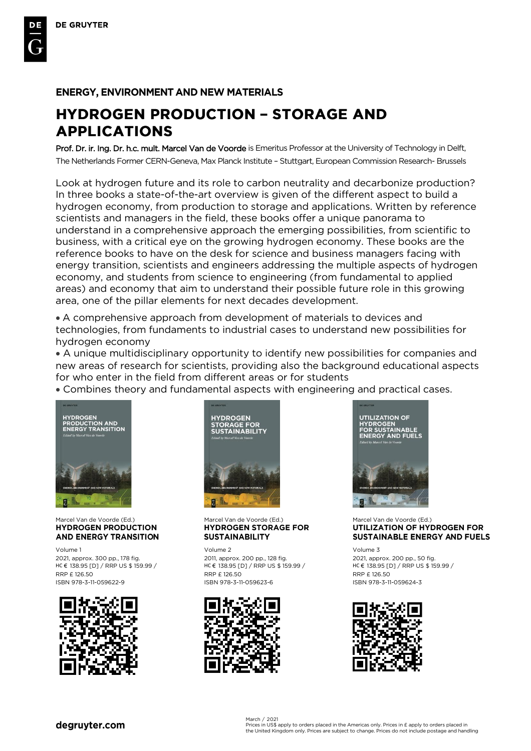DE GRUYTER

ENERGY, ENVIRONMENT AND NEW MATERIALS

# HYDROGEN PRODUCTION – STORAGE AND APPLICATIONS

**Prof. Dr. ir. Ing. Dr. h.c. mult. Marcel Van de Voorde** is Emeritus Professor at the University of Technology in Delft, The Netherlands Former CERN-Geneva, Max Planck Institute – Stuttgart, European Commission Research- Brussels

Look at hydrogen future and its role to carbon neutrality and decarbonize production? In three books a state-of-the-art overview is given of the different aspect to build a hydrogen economy, from production to storage and applications. Written by reference scientists and managers in the field, these books offer a unique panorama to understand in a comprehensive approach the emerging possibilities, from scientific to business, with a critical eye on the growing hydrogen economy. These books are the reference books to have on the desk for science and business managers facing with energy transition, scientists and engineers addressing the multiple aspects of hydrogen economy, and students from science to engineering (from fundamental to applied areas) and economy that aim to understand their possible future role in this growing area, one of the pillar elements for next decades development.

- A comprehensive approach from development of materials to devices and technologies, from fundaments to industrial cases to understand new possibilities for hydrogen economy
- A unique multidisciplinary opportunity to identify new possibilities for companies and new areas of research for scientists, providing also the background educational aspects for who enter in the field from different areas or for students
- Combines theory and fundamental aspects with engineering and practical cases.

Marcel Van de Voorde (Ed.)
**HYDROGEN PRODUCTION AND ENERGY TRANSITION**

Volume 1
2021, approx. 300 pp., 178 fig.
HC € 138.95 [D] / RRP US $ 159.99 / RRP £ 126.50
ISBN 978-3-11-059622-9

Marcel Van de Voorde (Ed.)
**HYDROGEN STORAGE FOR SUSTAINABILITY**

Volume 2
2011, approx. 200 pp., 128 fig.
HC € 138.95 [D] / RRP US $ 159.99 / RRP £ 126.50
ISBN 978-3-11-059623-6

Marcel Van de Voorde (Ed.)
**UTILIZATION OF HYDROGEN FOR SUSTAINABLE ENERGY AND FUELS**

Volume 3
2021, approx. 200 pp., 50 fig.
HC € 138.95 [D] / RRP US $ 159.99 / RRP £ 126.50
ISBN 978-3-11-059624-3

**degruyter.com**

March / 2021
Prices in US$ apply to orders placed in the Americas only. Prices in £ apply to orders placed in the United Kingdom only. Prices are subject to change. Prices do not include postage and handling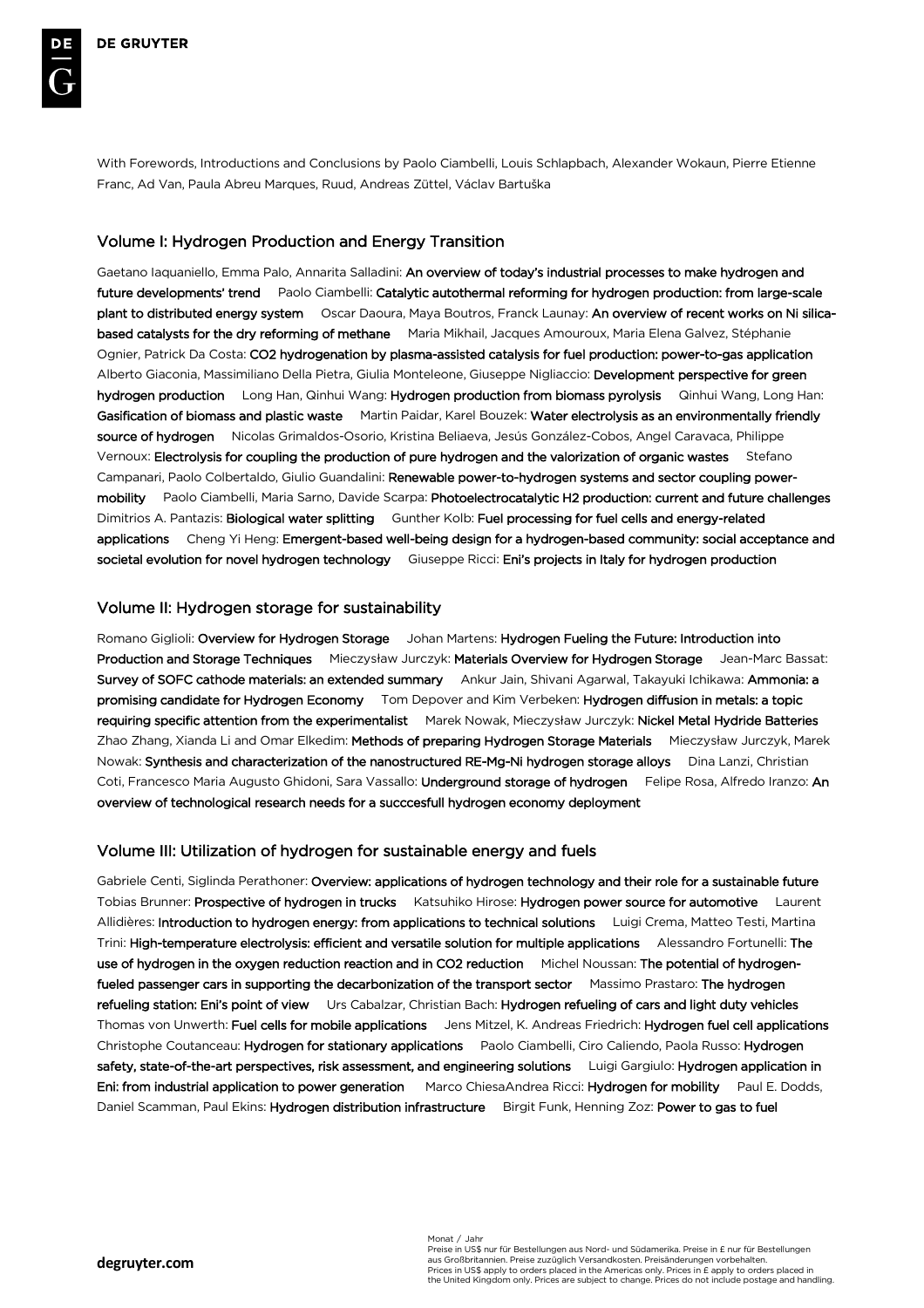With Forewords, Introductions and Conclusions by Paolo Ciambelli, Louis Schlapbach, Alexander Wokaun, Pierre Etienne Franc, Ad Van, Paula Abreu Marques, Ruud, Andreas Züttel, Václav Bartuška

## Volume I: Hydrogen Production and Energy Transition

Gaetano Iaquaniello, Emma Palo, Annarita Salladini: **An overview of today's industrial processes to make hydrogen and future developments' trend** Paolo Ciambelli: **Catalytic autothermal reforming for hydrogen production: from large-scale plant to distributed energy system** Oscar Daoura, Maya Boutros, Franck Launay: **An overview of recent works on Ni silica-based catalysts for the dry reforming of methane** Maria Mikhail, Jacques Amouroux, Maria Elena Galvez, Stéphanie Ognier, Patrick Da Costa: **CO2 hydrogenation by plasma-assisted catalysis for fuel production: power-to-gas application** Alberto Giaconia, Massimiliano Della Pietra, Giulia Monteleone, Giuseppe Nigliaccio: **Development perspective for green hydrogen production** Long Han, Qinhui Wang: **Hydrogen production from biomass pyrolysis** Qinhui Wang, Long Han: **Gasification of biomass and plastic waste** Martin Paidar, Karel Bouzek: **Water electrolysis as an environmentally friendly source of hydrogen** Nicolas Grimaldos-Osorio, Kristina Beliaeva, Jesús González-Cobos, Angel Caravaca, Philippe Vernoux: **Electrolysis for coupling the production of pure hydrogen and the valorization of organic wastes** Stefano Campanari, Paolo Colbertaldo, Giulio Guandalini: **Renewable power-to-hydrogen systems and sector coupling power-mobility** Paolo Ciambelli, Maria Sarno, Davide Scarpa: **Photoelectrocatalytic H2 production: current and future challenges** Dimitrios A. Pantazis: **Biological water splitting** Gunther Kolb: **Fuel processing for fuel cells and energy-related applications** Cheng Yi Heng: **Emergent-based well-being design for a hydrogen-based community: social acceptance and societal evolution for novel hydrogen technology** Giuseppe Ricci: **Eni's projects in Italy for hydrogen production**

## Volume II: Hydrogen storage for sustainability

Romano Giglioli: **Overview for Hydrogen Storage** Johan Martens: **Hydrogen Fueling the Future: Introduction into Production and Storage Techniques** Mieczysław Jurczyk: **Materials Overview for Hydrogen Storage** Jean-Marc Bassat: **Survey of SOFC cathode materials: an extended summary** Ankur Jain, Shivani Agarwal, Takayuki Ichikawa: **Ammonia: a promising candidate for Hydrogen Economy** Tom Depover and Kim Verbeken: **Hydrogen diffusion in metals: a topic requiring specific attention from the experimentalist** Marek Nowak, Mieczysław Jurczyk: **Nickel Metal Hydride Batteries** Zhao Zhang, Xianda Li and Omar Elkedim: **Methods of preparing Hydrogen Storage Materials** Mieczysław Jurczyk, Marek Nowak: **Synthesis and characterization of the nanostructured RE-Mg-Ni hydrogen storage alloys** Dina Lanzi, Christian Coti, Francesco Maria Augusto Ghidoni, Sara Vassallo: **Underground storage of hydrogen** Felipe Rosa, Alfredo Iranzo: **An overview of technological research needs for a succcesfull hydrogen economy deployment**

## Volume III: Utilization of hydrogen for sustainable energy and fuels

Gabriele Centi, Siglinda Perathoner: **Overview: applications of hydrogen technology and their role for a sustainable future** Tobias Brunner: **Prospective of hydrogen in trucks** Katsuhiko Hirose: **Hydrogen power source for automotive** Laurent Allidières: **Introduction to hydrogen energy: from applications to technical solutions** Luigi Crema, Matteo Testi, Martina Trini: **High-temperature electrolysis: efficient and versatile solution for multiple applications** Alessandro Fortunelli: **The use of hydrogen in the oxygen reduction reaction and in CO2 reduction** Michel Noussan: **The potential of hydrogen-fueled passenger cars in supporting the decarbonization of the transport sector** Massimo Prastaro: **The hydrogen refueling station: Eni's point of view** Urs Cabalzar, Christian Bach: **Hydrogen refueling of cars and light duty vehicles** Thomas von Unwerth: **Fuel cells for mobile applications** Jens Mitzel, K. Andreas Friedrich: **Hydrogen fuel cell applications** Christophe Coutanceau: **Hydrogen for stationary applications** Paolo Ciambelli, Ciro Caliendo, Paola Russo: **Hydrogen safety, state-of-the-art perspectives, risk assessment, and engineering solutions** Luigi Gargiulo: **Hydrogen application in Eni: from industrial application to power generation** Marco ChiesaAndrea Ricci: **Hydrogen for mobility** Paul E. Dodds, Daniel Scamman, Paul Ekins: **Hydrogen distribution infrastructure** Birgit Funk, Henning Zoz: **Power to gas to fuel**

Monat / Jahr
Preise in US$ nur für Bestellungen aus Nord- und Südamerika. Preise in £ nur für Bestellungen aus Großbritannien. Preise zuzüglich Versandkosten. Preisänderungen vorbehalten.
Prices in US$ apply to orders placed in the Americas only. Prices in £ apply to orders placed in the United Kingdom only. Prices are subject to change. Prices do not include postage and handling.